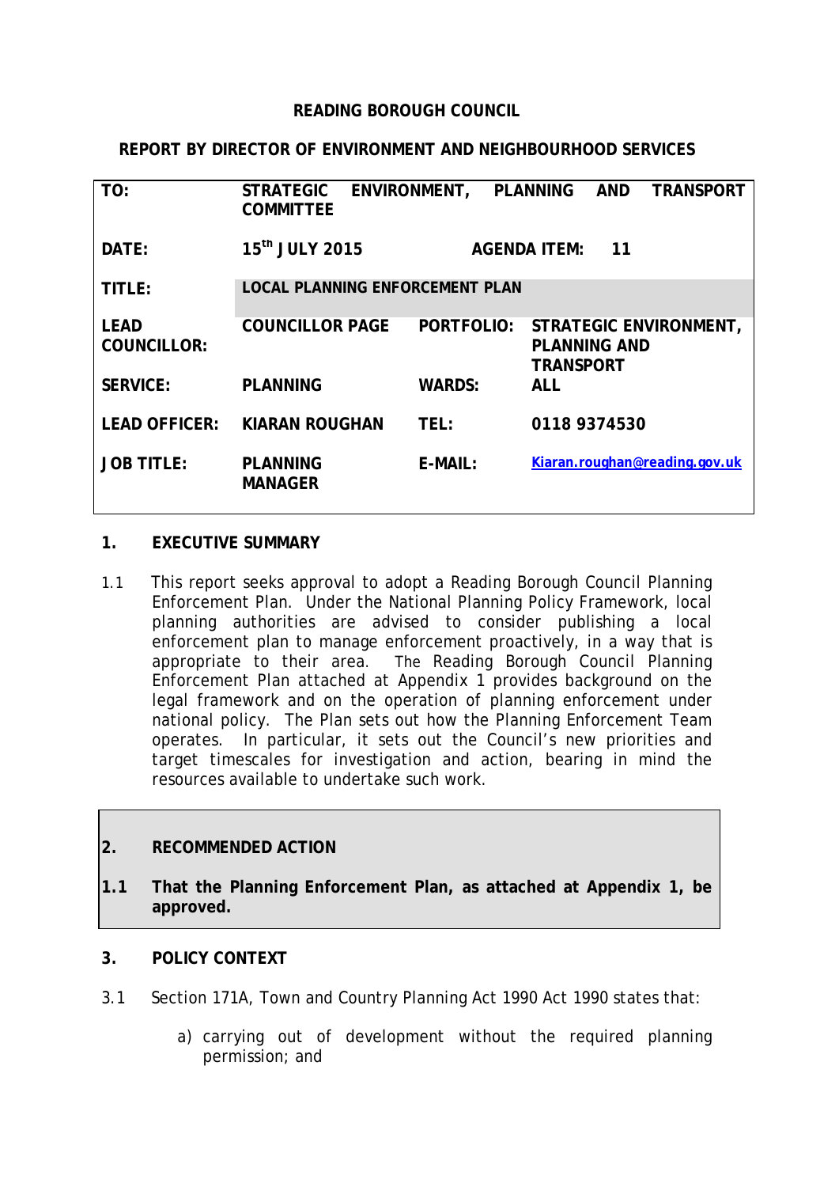**READING BOROUGH COUNCIL**

**REPORT BY DIRECTOR OF ENVIRONMENT AND NEIGHBOURHOOD SERVICES**

| | | | |
|---|---|---|---|
| **TO:** | **STRATEGIC ENVIRONMENT, PLANNING AND TRANSPORT COMMITTEE** | | |
| **DATE:** | **15th JULY 2015** | **AGENDA ITEM:** | **11** |
| **TITLE:** | **LOCAL PLANNING ENFORCEMENT PLAN** | | |
| **LEAD COUNCILLOR:** | **COUNCILLOR PAGE** | **PORTFOLIO:** | **STRATEGIC ENVIRONMENT, PLANNING AND TRANSPORT** |
| **SERVICE:** | **PLANNING** | **WARDS:** | **ALL** |
| **LEAD OFFICER:** | **KIARAN ROUGHAN** | **TEL:** | **0118 9374530** |
| **JOB TITLE:** | **PLANNING MANAGER** | **E-MAIL:** | **Kiaran.roughan@reading.gov.uk** |

## 1. EXECUTIVE SUMMARY

1.1 This report seeks approval to adopt a Reading Borough Council Planning Enforcement Plan. Under the National Planning Policy Framework, local planning authorities are advised to consider publishing a local enforcement plan to manage enforcement proactively, in a way that is appropriate to their area. The Reading Borough Council Planning Enforcement Plan attached at Appendix 1 provides background on the legal framework and on the operation of planning enforcement under national policy. The Plan sets out how the Planning Enforcement Team operates. In particular, it sets out the Council's new priorities and target timescales for investigation and action, bearing in mind the resources available to undertake such work.

## 2. RECOMMENDED ACTION

**1.1 That the Planning Enforcement Plan, as attached at Appendix 1, be approved.**

## 3. POLICY CONTEXT

3.1 Section 171A, Town and Country Planning Act 1990 Act 1990 states that:

a) carrying out of development without the required planning permission; and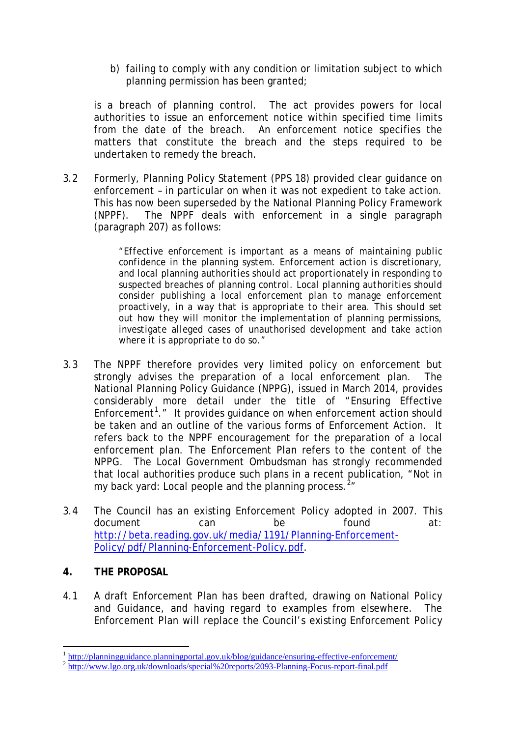b) failing to comply with any condition or limitation subject to which planning permission has been granted;

is a breach of planning control. The act provides powers for local authorities to issue an enforcement notice within specified time limits from the date of the breach. An enforcement notice specifies the matters that constitute the breach and the steps required to be undertaken to remedy the breach.

3.2 Formerly, Planning Policy Statement (PPS 18) provided clear guidance on enforcement – in particular on when it was not expedient to take action. This has now been superseded by the National Planning Policy Framework (NPPF). The NPPF deals with enforcement in a single paragraph (paragraph 207) as follows:

> *"Effective enforcement is important as a means of maintaining public confidence in the planning system. Enforcement action is discretionary, and local planning authorities should act proportionately in responding to suspected breaches of planning control. Local planning authorities should consider publishing a local enforcement plan to manage enforcement proactively, in a way that is appropriate to their area. This should set out how they will monitor the implementation of planning permissions, investigate alleged cases of unauthorised development and take action where it is appropriate to do so."*

3.3 The NPPF therefore provides very limited policy on enforcement but strongly advises the preparation of a local enforcement plan. The National Planning Policy Guidance (NPPG), issued in March 2014, provides considerably more detail under the title of "Ensuring Effective Enforcement[1]." It provides guidance on when enforcement action should be taken and an outline of the various forms of Enforcement Action. It refers back to the NPPF encouragement for the preparation of a local enforcement plan. The Enforcement Plan refers to the content of the NPPG. The Local Government Ombudsman has strongly recommended that local authorities produce such plans in a recent publication, "Not in my back yard: Local people and the planning process.[2]"

3.4 The Council has an existing Enforcement Policy adopted in 2007. This document can be found at: http://beta.reading.gov.uk/media/1191/Planning-Enforcement-Policy/pdf/Planning-Enforcement-Policy.pdf.

## 4. THE PROPOSAL

4.1 A draft Enforcement Plan has been drafted, drawing on National Policy and Guidance, and having regard to examples from elsewhere. The Enforcement Plan will replace the Council's existing Enforcement Policy

---

[1] http://planningguidance.planningportal.gov.uk/blog/guidance/ensuring-effective-enforcement/

[2] http://www.lgo.org.uk/downloads/special%20reports/2093-Planning-Focus-report-final.pdf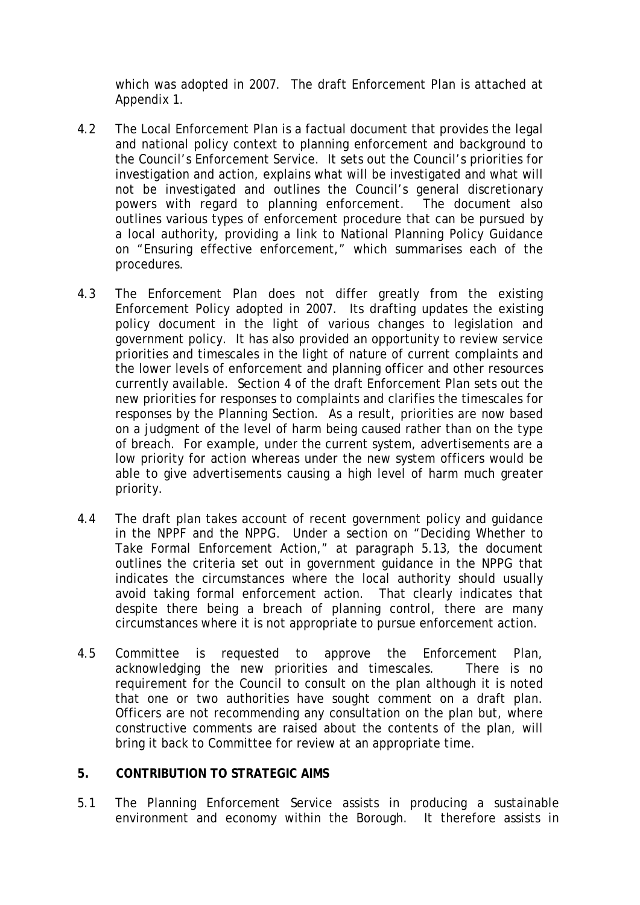which was adopted in 2007. The draft Enforcement Plan is attached at Appendix 1.

4.2 The Local Enforcement Plan is a factual document that provides the legal and national policy context to planning enforcement and background to the Council's Enforcement Service. It sets out the Council's priorities for investigation and action, explains what will be investigated and what will not be investigated and outlines the Council's general discretionary powers with regard to planning enforcement. The document also outlines various types of enforcement procedure that can be pursued by a local authority, providing a link to National Planning Policy Guidance on "Ensuring effective enforcement," which summarises each of the procedures.

4.3 The Enforcement Plan does not differ greatly from the existing Enforcement Policy adopted in 2007. Its drafting updates the existing policy document in the light of various changes to legislation and government policy. It has also provided an opportunity to review service priorities and timescales in the light of nature of current complaints and the lower levels of enforcement and planning officer and other resources currently available. Section 4 of the draft Enforcement Plan sets out the new priorities for responses to complaints and clarifies the timescales for responses by the Planning Section. As a result, priorities are now based on a judgment of the level of harm being caused rather than on the type of breach. For example, under the current system, advertisements are a low priority for action whereas under the new system officers would be able to give advertisements causing a high level of harm much greater priority.

4.4 The draft plan takes account of recent government policy and guidance in the NPPF and the NPPG. Under a section on "Deciding Whether to Take Formal Enforcement Action," at paragraph 5.13, the document outlines the criteria set out in government guidance in the NPPG that indicates the circumstances where the local authority should usually avoid taking formal enforcement action. That clearly indicates that despite there being a breach of planning control, there are many circumstances where it is not appropriate to pursue enforcement action.

4.5 Committee is requested to approve the Enforcement Plan, acknowledging the new priorities and timescales. There is no requirement for the Council to consult on the plan although it is noted that one or two authorities have sought comment on a draft plan. Officers are not recommending any consultation on the plan but, where constructive comments are raised about the contents of the plan, will bring it back to Committee for review at an appropriate time.

## 5. CONTRIBUTION TO STRATEGIC AIMS

5.1 The Planning Enforcement Service assists in producing a sustainable environment and economy within the Borough. It therefore assists in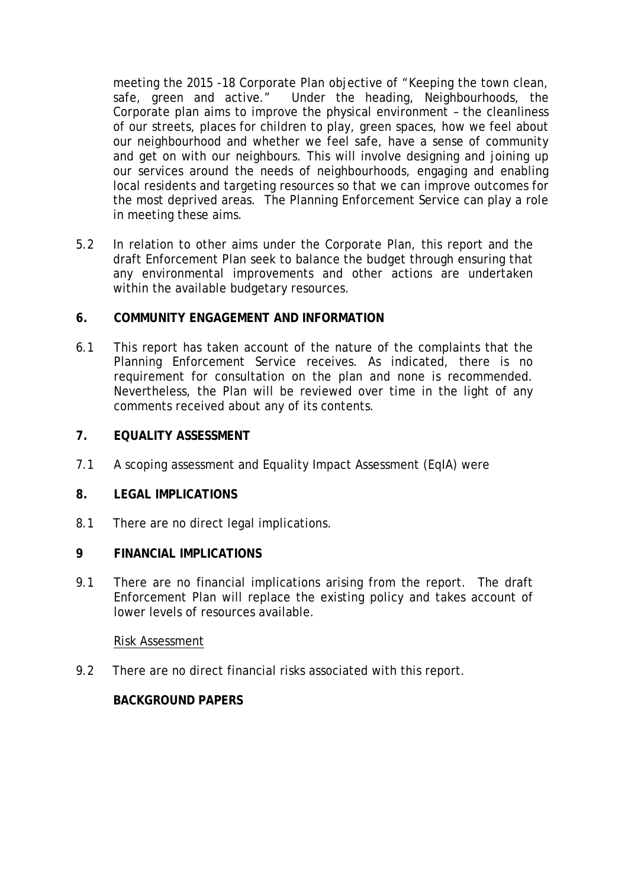meeting the 2015 -18 Corporate Plan objective of "Keeping the town clean, safe, green and active." Under the heading, Neighbourhoods, the Corporate plan aims to improve the physical environment – the cleanliness of our streets, places for children to play, green spaces, how we feel about our neighbourhood and whether we feel safe, have a sense of community and get on with our neighbours. This will involve designing and joining up our services around the needs of neighbourhoods, engaging and enabling local residents and targeting resources so that we can improve outcomes for the most deprived areas. The Planning Enforcement Service can play a role in meeting these aims.

5.2 In relation to other aims under the Corporate Plan, this report and the draft Enforcement Plan seek to balance the budget through ensuring that any environmental improvements and other actions are undertaken within the available budgetary resources.

## 6. COMMUNITY ENGAGEMENT AND INFORMATION

6.1 This report has taken account of the nature of the complaints that the Planning Enforcement Service receives. As indicated, there is no requirement for consultation on the plan and none is recommended. Nevertheless, the Plan will be reviewed over time in the light of any comments received about any of its contents.

## 7. EQUALITY ASSESSMENT

7.1 A scoping assessment and Equality Impact Assessment (EqIA) were

## 8. LEGAL IMPLICATIONS

8.1 There are no direct legal implications.

## 9 FINANCIAL IMPLICATIONS

9.1 There are no financial implications arising from the report. The draft Enforcement Plan will replace the existing policy and takes account of lower levels of resources available.

Risk Assessment

9.2 There are no direct financial risks associated with this report.

**BACKGROUND PAPERS**